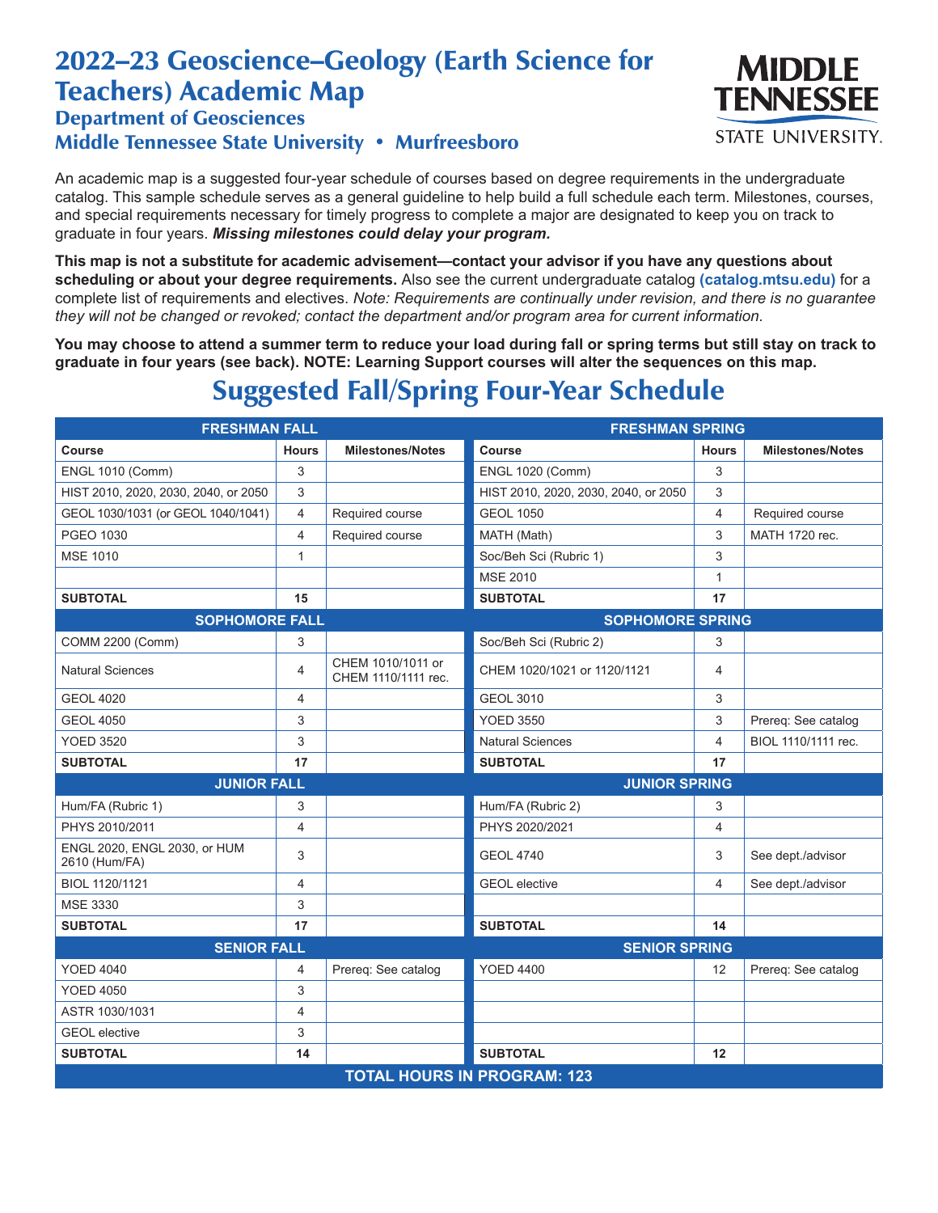# 2022–23 Geoscience–Geology (Earth Science for Teachers) Academic Map

## Department of Geosciences

## Middle Tennessee State University • Murfreesboro

MIDDLE TENNESSEE STATE UNIVERSITY.

An academic map is a suggested four-year schedule of courses based on degree requirements in the undergraduate catalog. This sample schedule serves as a general guideline to help build a full schedule each term. Milestones, courses, and special requirements necessary for timely progress to complete a major are designated to keep you on track to graduate in four years. ***Missing milestones could delay your program.***

**This map is not a substitute for academic advisement—contact your advisor if you have any questions about scheduling or about your degree requirements.** Also see the current undergraduate catalog **(catalog.mtsu.edu)** for a complete list of requirements and electives. *Note: Requirements are continually under revision, and there is no guarantee they will not be changed or revoked; contact the department and/or program area for current information.*

**You may choose to attend a summer term to reduce your load during fall or spring terms but still stay on track to graduate in four years (see back). NOTE: Learning Support courses will alter the sequences on this map.**

## Suggested Fall/Spring Four-Year Schedule

| FRESHMAN FALL | | | FRESHMAN SPRING | | |
|---|---|---|---|---|---|
| **Course** | **Hours** | **Milestones/Notes** | **Course** | **Hours** | **Milestones/Notes** |
| ENGL 1010 (Comm) | 3 | | ENGL 1020 (Comm) | 3 | |
| HIST 2010, 2020, 2030, 2040, or 2050 | 3 | | HIST 2010, 2020, 2030, 2040, or 2050 | 3 | |
| GEOL 1030/1031 (or GEOL 1040/1041) | 4 | Required course | GEOL 1050 | 4 | Required course |
| PGEO 1030 | 4 | Required course | MATH (Math) | 3 | MATH 1720 rec. |
| MSE 1010 | 1 | | Soc/Beh Sci (Rubric 1) | 3 | |
| | | | MSE 2010 | 1 | |
| **SUBTOTAL** | **15** | | **SUBTOTAL** | **17** | |
| **SOPHOMORE FALL** | | | **SOPHOMORE SPRING** | | |
| COMM 2200 (Comm) | 3 | | Soc/Beh Sci (Rubric 2) | 3 | |
| Natural Sciences | 4 | CHEM 1010/1011 or CHEM 1110/1111 rec. | CHEM 1020/1021 or 1120/1121 | 4 | |
| GEOL 4020 | 4 | | GEOL 3010 | 3 | |
| GEOL 4050 | 3 | | YOED 3550 | 3 | Prereq: See catalog |
| YOED 3520 | 3 | | Natural Sciences | 4 | BIOL 1110/1111 rec. |
| **SUBTOTAL** | **17** | | **SUBTOTAL** | **17** | |
| **JUNIOR FALL** | | | **JUNIOR SPRING** | | |
| Hum/FA (Rubric 1) | 3 | | Hum/FA (Rubric 2) | 3 | |
| PHYS 2010/2011 | 4 | | PHYS 2020/2021 | 4 | |
| ENGL 2020, ENGL 2030, or HUM 2610 (Hum/FA) | 3 | | GEOL 4740 | 3 | See dept./advisor |
| BIOL 1120/1121 | 4 | | GEOL elective | 4 | See dept./advisor |
| MSE 3330 | 3 | | | | |
| **SUBTOTAL** | **17** | | **SUBTOTAL** | **14** | |
| **SENIOR FALL** | | | **SENIOR SPRING** | | |
| YOED 4040 | 4 | Prereq: See catalog | YOED 4400 | 12 | Prereq: See catalog |
| YOED 4050 | 3 | | | | |
| ASTR 1030/1031 | 4 | | | | |
| GEOL elective | 3 | | | | |
| **SUBTOTAL** | **14** | | **SUBTOTAL** | **12** | |
| **TOTAL HOURS IN PROGRAM: 123** | | | | | |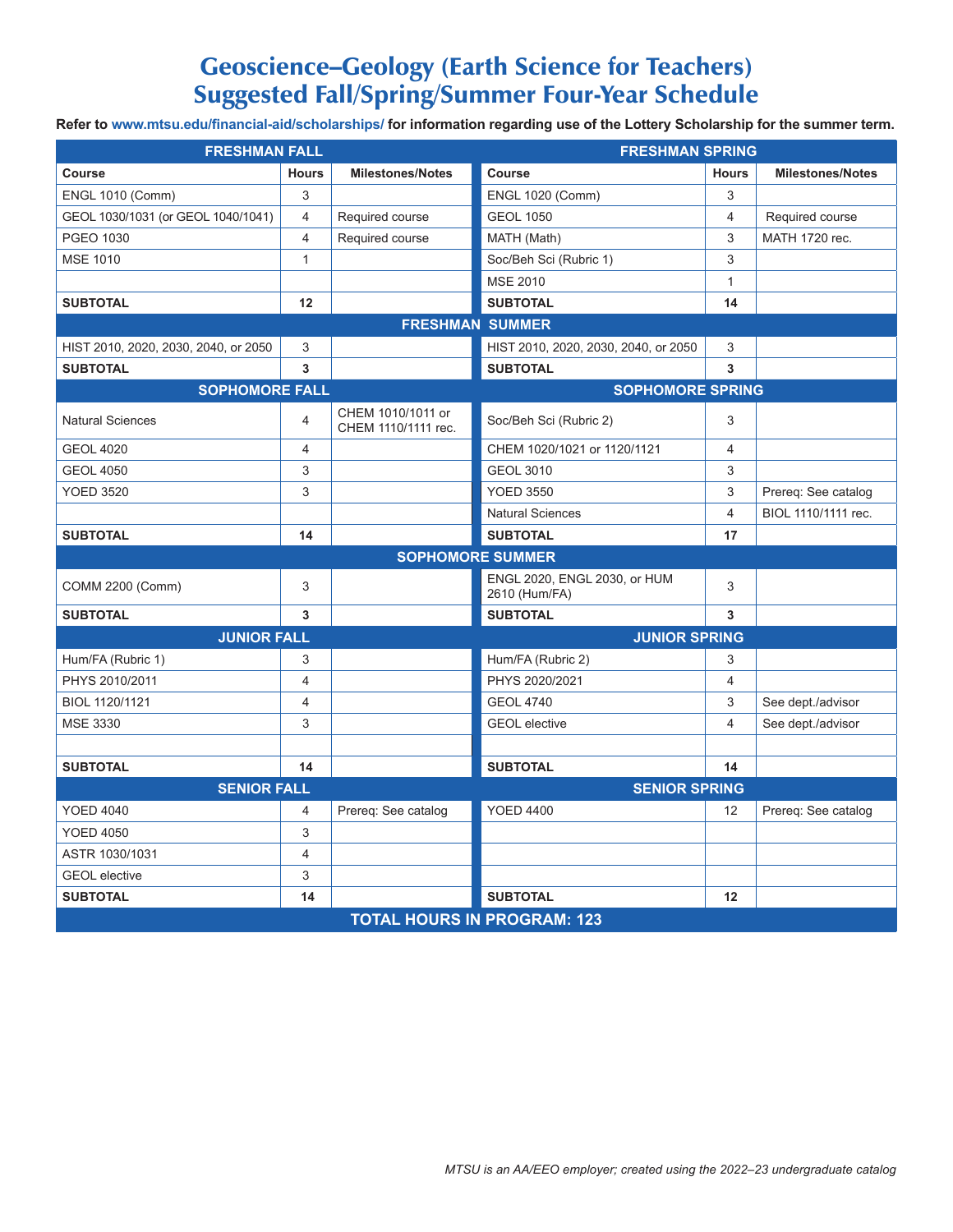# Geoscience–Geology (Earth Science for Teachers) Suggested Fall/Spring/Summer Four-Year Schedule

**Refer to www.mtsu.edu/financial-aid/scholarships/ for information regarding use of the Lottery Scholarship for the summer term.**

| FRESHMAN FALL | | | FRESHMAN SPRING | | |
|---|---|---|---|---|---|
| **Course** | **Hours** | **Milestones/Notes** | **Course** | **Hours** | **Milestones/Notes** |
| ENGL 1010 (Comm) | 3 | | ENGL 1020 (Comm) | 3 | |
| GEOL 1030/1031 (or GEOL 1040/1041) | 4 | Required course | GEOL 1050 | 4 | Required course |
| PGEO 1030 | 4 | Required course | MATH (Math) | 3 | MATH 1720 rec. |
| MSE 1010 | 1 | | Soc/Beh Sci (Rubric 1) | 3 | |
| | | | MSE 2010 | 1 | |
| **SUBTOTAL** | **12** | | **SUBTOTAL** | **14** | |
| **FRESHMAN SUMMER** | | | | | |
| HIST 2010, 2020, 2030, 2040, or 2050 | 3 | | HIST 2010, 2020, 2030, 2040, or 2050 | 3 | |
| **SUBTOTAL** | **3** | | **SUBTOTAL** | **3** | |
| **SOPHOMORE FALL** | | | **SOPHOMORE SPRING** | | |
| Natural Sciences | 4 | CHEM 1010/1011 or CHEM 1110/1111 rec. | Soc/Beh Sci (Rubric 2) | 3 | |
| GEOL 4020 | 4 | | CHEM 1020/1021 or 1120/1121 | 4 | |
| GEOL 4050 | 3 | | GEOL 3010 | 3 | |
| YOED 3520 | 3 | | YOED 3550 | 3 | Prereq: See catalog |
| | | | Natural Sciences | 4 | BIOL 1110/1111 rec. |
| **SUBTOTAL** | **14** | | **SUBTOTAL** | **17** | |
| **SOPHOMORE SUMMER** | | | | | |
| COMM 2200 (Comm) | 3 | | ENGL 2020, ENGL 2030, or HUM 2610 (Hum/FA) | 3 | |
| **SUBTOTAL** | **3** | | **SUBTOTAL** | **3** | |
| **JUNIOR FALL** | | | **JUNIOR SPRING** | | |
| Hum/FA (Rubric 1) | 3 | | Hum/FA (Rubric 2) | 3 | |
| PHYS 2010/2011 | 4 | | PHYS 2020/2021 | 4 | |
| BIOL 1120/1121 | 4 | | GEOL 4740 | 3 | See dept./advisor |
| MSE 3330 | 3 | | GEOL elective | 4 | See dept./advisor |
| | | | | | |
| **SUBTOTAL** | **14** | | **SUBTOTAL** | **14** | |
| **SENIOR FALL** | | | **SENIOR SPRING** | | |
| YOED 4040 | 4 | Prereq: See catalog | YOED 4400 | 12 | Prereq: See catalog |
| YOED 4050 | 3 | | | | |
| ASTR 1030/1031 | 4 | | | | |
| GEOL elective | 3 | | | | |
| **SUBTOTAL** | **14** | | **SUBTOTAL** | **12** | |
| **TOTAL HOURS IN PROGRAM: 123** | | | | | |

*MTSU is an AA/EEO employer; created using the 2022–23 undergraduate catalog*